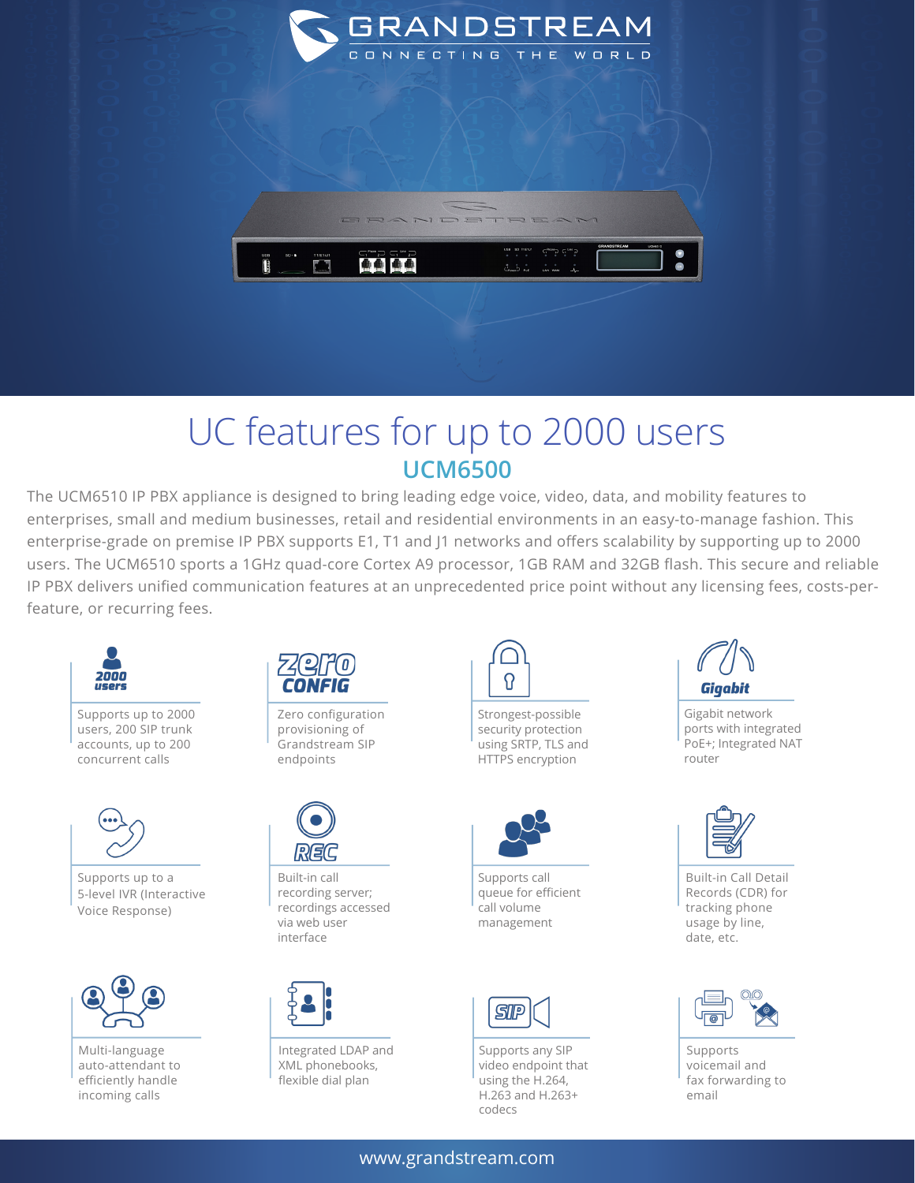GRANDSTREAM

CONNECTING THE WORLD

# UC features for up to 2000 users

## UCM6500

The UCM6510 IP PBX appliance is designed to bring leading edge voice, video, data, and mobility features to enterprises, small and medium businesses, retail and residential environments in an easy-to-manage fashion. This enterprise-grade on premise IP PBX supports E1, T1 and J1 networks and offers scalability by supporting up to 2000 users. The UCM6510 sports a 1GHz quad-core Cortex A9 processor, 1GB RAM and 32GB flash. This secure and reliable IP PBX delivers unified communication features at an unprecedented price point without any licensing fees, costs-per-feature, or recurring fees.

- Supports up to 2000 users, 200 SIP trunk accounts, up to 200 concurrent calls
- Zero configuration provisioning of Grandstream SIP endpoints
- Strongest-possible security protection using SRTP, TLS and HTTPS encryption
- Gigabit network ports with integrated PoE+; Integrated NAT router
- Supports up to a 5-level IVR (Interactive Voice Response)
- Built-in call recording server; recordings accessed via web user interface
- Supports call queue for efficient call volume management
- Built-in Call Detail Records (CDR) for tracking phone usage by line, date, etc.
- Multi-language auto-attendant to efficiently handle incoming calls
- Integrated LDAP and XML phonebooks, flexible dial plan
- Supports any SIP video endpoint that using the H.264, H.263 and H.263+ codecs
- Supports voicemail and fax forwarding to email

www.grandstream.com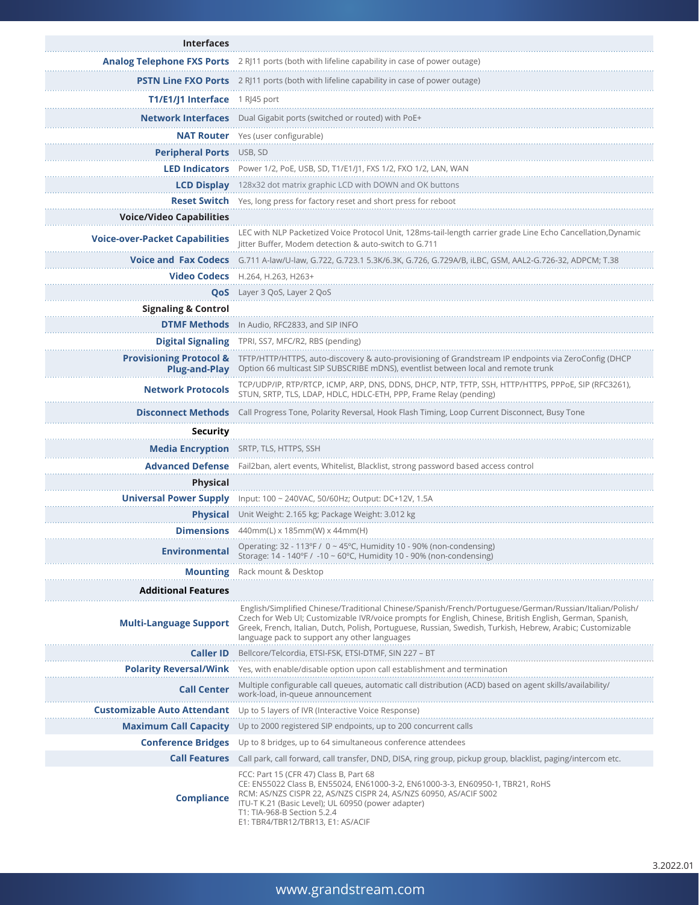| | |
|---|---|
| **Interfaces** | |
| **Analog Telephone FXS Ports** | 2 RJ11 ports (both with lifeline capability in case of power outage) |
| **PSTN Line FXO Ports** | 2 RJ11 ports (both with lifeline capability in case of power outage) |
| **T1/E1/J1 Interface** | 1 RJ45 port |
| **Network Interfaces** | Dual Gigabit ports (switched or routed) with PoE+ |
| **NAT Router** | Yes (user configurable) |
| **Peripheral Ports** | USB, SD |
| **LED Indicators** | Power 1/2, PoE, USB, SD, T1/E1/J1, FXS 1/2, FXO 1/2, LAN, WAN |
| **LCD Display** | 128x32 dot matrix graphic LCD with DOWN and OK buttons |
| **Reset Switch** | Yes, long press for factory reset and short press for reboot |
| **Voice/Video Capabilities** | |
| **Voice-over-Packet Capabilities** | LEC with NLP Packetized Voice Protocol Unit, 128ms-tail-length carrier grade Line Echo Cancellation,Dynamic Jitter Buffer, Modem detection & auto-switch to G.711 |
| **Voice and Fax Codecs** | G.711 A-law/U-law, G.722, G.723.1 5.3K/6.3K, G.726, G.729A/B, iLBC, GSM, AAL2-G.726-32, ADPCM; T.38 |
| **Video Codecs** | H.264, H.263, H263+ |
| **QoS** | Layer 3 QoS, Layer 2 QoS |
| **Signaling & Control** | |
| **DTMF Methods** | In Audio, RFC2833, and SIP INFO |
| **Digital Signaling** | TPRI, SS7, MFC/R2, RBS (pending) |
| **Provisioning Protocol & Plug-and-Play** | TFTP/HTTP/HTTPS, auto-discovery & auto-provisioning of Grandstream IP endpoints via ZeroConfig (DHCP Option 66 multicast SIP SUBSCRIBE mDNS), eventlist between local and remote trunk |
| **Network Protocols** | TCP/UDP/IP, RTP/RTCP, ICMP, ARP, DNS, DDNS, DHCP, NTP, TFTP, SSH, HTTP/HTTPS, PPPoE, SIP (RFC3261), STUN, SRTP, TLS, LDAP, HDLC, HDLC-ETH, PPP, Frame Relay (pending) |
| **Disconnect Methods** | Call Progress Tone, Polarity Reversal, Hook Flash Timing, Loop Current Disconnect, Busy Tone |
| **Security** | |
| **Media Encryption** | SRTP, TLS, HTTPS, SSH |
| **Advanced Defense** | Fail2ban, alert events, Whitelist, Blacklist, strong password based access control |
| **Physical** | |
| **Universal Power Supply** | Input: 100 ~ 240VAC, 50/60Hz; Output: DC+12V, 1.5A |
| **Physical** | Unit Weight: 2.165 kg; Package Weight: 3.012 kg |
| **Dimensions** | 440mm(L) x 185mm(W) x 44mm(H) |
| **Environmental** | Operating: 32 - 113ºF / 0 ~ 45ºC, Humidity 10 - 90% (non-condensing)<br>Storage: 14 - 140ºF / -10 ~ 60ºC, Humidity 10 - 90% (non-condensing) |
| **Mounting** | Rack mount & Desktop |
| **Additional Features** | |
| **Multi-Language Support** | English/Simplified Chinese/Traditional Chinese/Spanish/French/Portuguese/German/Russian/Italian/Polish/Czech for Web UI; Customizable IVR/voice prompts for English, Chinese, British English, German, Spanish, Greek, French, Italian, Dutch, Polish, Portuguese, Russian, Swedish, Turkish, Hebrew, Arabic; Customizable language pack to support any other languages |
| **Caller ID** | Bellcore/Telcordia, ETSI-FSK, ETSI-DTMF, SIN 227 – BT |
| **Polarity Reversal/Wink** | Yes, with enable/disable option upon call establishment and termination |
| **Call Center** | Multiple configurable call queues, automatic call distribution (ACD) based on agent skills/availability/work-load, in-queue announcement |
| **Customizable Auto Attendant** | Up to 5 layers of IVR (Interactive Voice Response) |
| **Maximum Call Capacity** | Up to 2000 registered SIP endpoints, up to 200 concurrent calls |
| **Conference Bridges** | Up to 8 bridges, up to 64 simultaneous conference attendees |
| **Call Features** | Call park, call forward, call transfer, DND, DISA, ring group, pickup group, blacklist, paging/intercom etc. |
| **Compliance** | FCC: Part 15 (CFR 47) Class B, Part 68<br>CE: EN55022 Class B, EN55024, EN61000-3-2, EN61000-3-3, EN60950-1, TBR21, RoHS<br>RCM: AS/NZS CISPR 22, AS/NZS CISPR 24, AS/NZS 60950, AS/ACIF S002<br>ITU-T K.21 (Basic Level); UL 60950 (power adapter)<br>T1: TIA-968-B Section 5.2.4<br>E1: TBR4/TBR12/TBR13, E1: AS/ACIF |

3.2022.01

www.grandstream.com